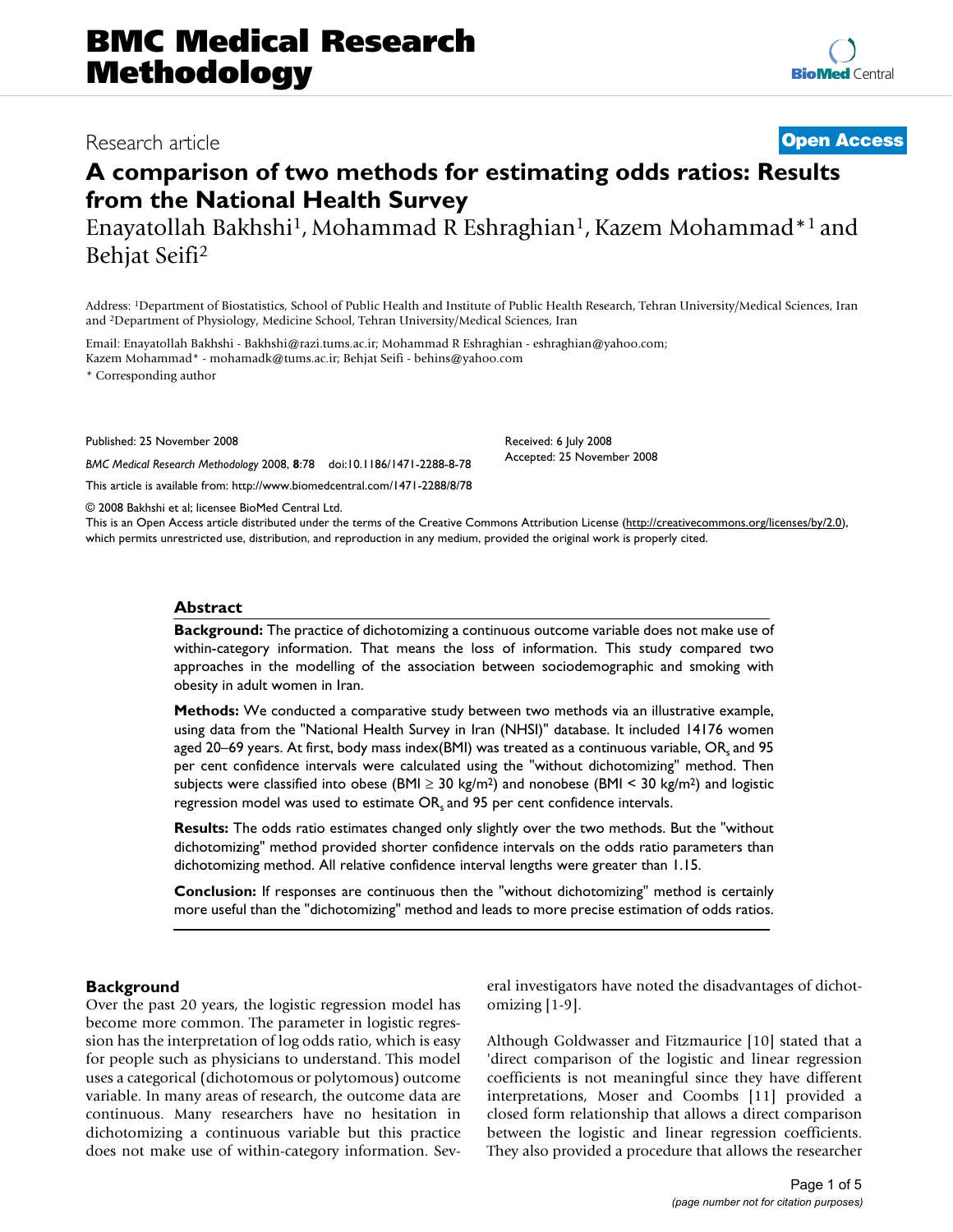# BMC Medical Research Methodology

Research article

**Open Access**

# A comparison of two methods for estimating odds ratios: Results from the National Health Survey

Enayatollah Bakhshi[1], Mohammad R Eshraghian[1], Kazem Mohammad*[1] and Behjat Seifi[2]

Address: [1]Department of Biostatistics, School of Public Health and Institute of Public Health Research, Tehran University/Medical Sciences, Iran and [2]Department of Physiology, Medicine School, Tehran University/Medical Sciences, Iran

Email: Enayatollah Bakhshi - Bakhshi@razi.tums.ac.ir; Mohammad R Eshraghian - eshraghian@yahoo.com; Kazem Mohammad* - mohamadk@tums.ac.ir; Behjat Seifi - behins@yahoo.com

\* Corresponding author

Published: 25 November 2008

*BMC Medical Research Methodology* 2008, **8**:78 doi:10.1186/1471-2288-8-78

This article is available from: http://www.biomedcentral.com/1471-2288/8/78

Received: 6 July 2008
Accepted: 25 November 2008

© 2008 Bakhshi et al; licensee BioMed Central Ltd.

This is an Open Access article distributed under the terms of the Creative Commons Attribution License (http://creativecommons.org/licenses/by/2.0), which permits unrestricted use, distribution, and reproduction in any medium, provided the original work is properly cited.

## Abstract

**Background:** The practice of dichotomizing a continuous outcome variable does not make use of within-category information. That means the loss of information. This study compared two approaches in the modelling of the association between sociodemographic and smoking with obesity in adult women in Iran.

**Methods:** We conducted a comparative study between two methods via an illustrative example, using data from the "National Health Survey in Iran (NHSI)" database. It included 14176 women aged 20–69 years. At first, body mass index(BMI) was treated as a continuous variable, $OR_s$ and 95 per cent confidence intervals were calculated using the "without dichotomizing" method. Then subjects were classified into obese (BMI ≥ 30 kg/m$^2$) and nonobese (BMI < 30 kg/m$^2$) and logistic regression model was used to estimate $OR_s$ and 95 per cent confidence intervals.

**Results:** The odds ratio estimates changed only slightly over the two methods. But the "without dichotomizing" method provided shorter confidence intervals on the odds ratio parameters than dichotomizing method. All relative confidence interval lengths were greater than 1.15.

**Conclusion:** If responses are continuous then the "without dichotomizing" method is certainly more useful than the "dichotomizing" method and leads to more precise estimation of odds ratios.

## Background

Over the past 20 years, the logistic regression model has become more common. The parameter in logistic regression has the interpretation of log odds ratio, which is easy for people such as physicians to understand. This model uses a categorical (dichotomous or polytomous) outcome variable. In many areas of research, the outcome data are continuous. Many researchers have no hesitation in dichotomizing a continuous variable but this practice does not make use of within-category information. Several investigators have noted the disadvantages of dichotomizing [1-9].

Although Goldwasser and Fitzmaurice [10] stated that a 'direct comparison of the logistic and linear regression coefficients is not meaningful since they have different interpretations, Moser and Coombs [11] provided a closed form relationship that allows a direct comparison between the logistic and linear regression coefficients. They also provided a procedure that allows the researcher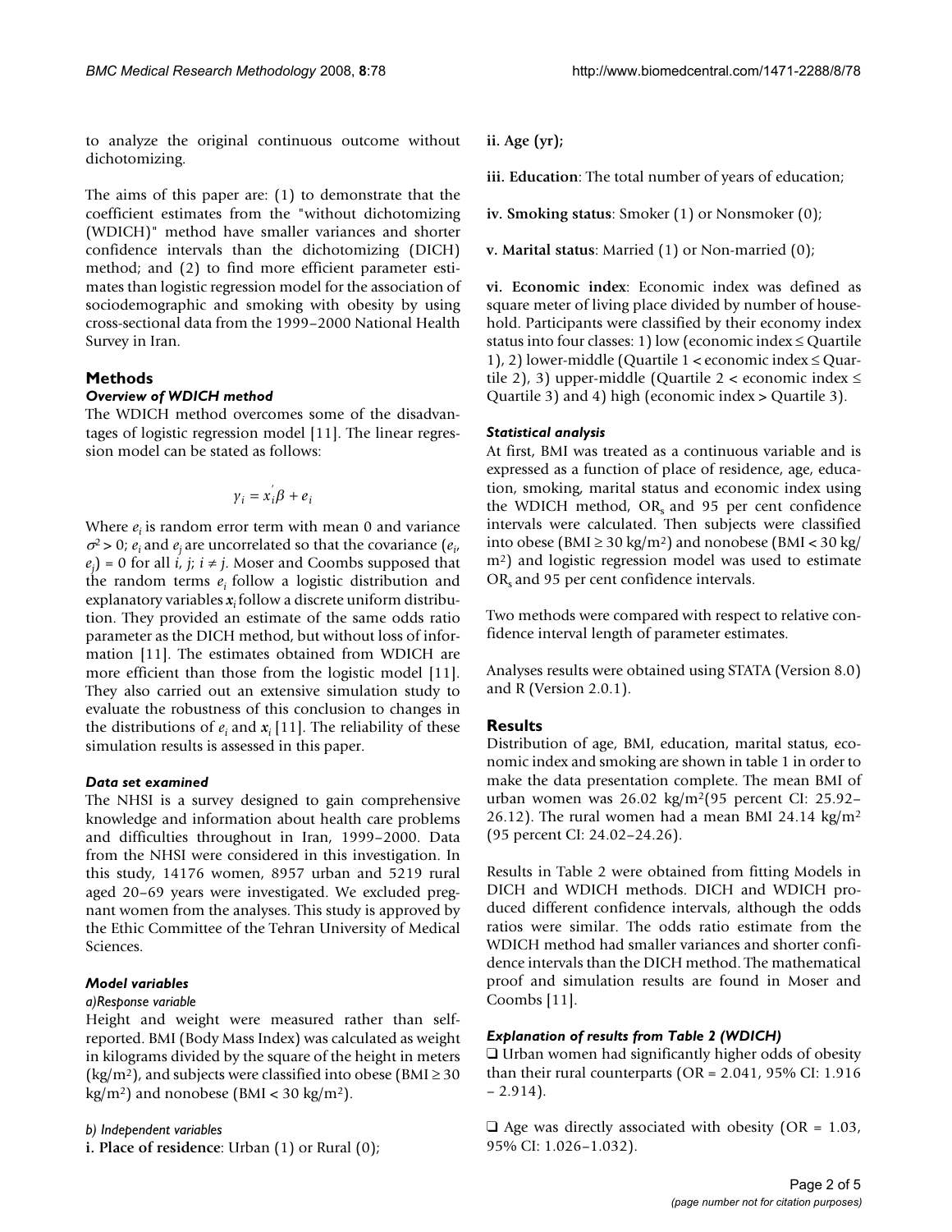to analyze the original continuous outcome without dichotomizing.

The aims of this paper are: (1) to demonstrate that the coefficient estimates from the "without dichotomizing (WDICH)" method have smaller variances and shorter confidence intervals than the dichotomizing (DICH) method; and (2) to find more efficient parameter estimates than logistic regression model for the association of sociodemographic and smoking with obesity by using cross-sectional data from the 1999–2000 National Health Survey in Iran.

## Methods

### *Overview of WDICH method*

The WDICH method overcomes some of the disadvantages of logistic regression model [11]. The linear regression model can be stated as follows:

$$y_i = x_i^{'}\beta + e_i$$

Where $e_i$ is random error term with mean 0 and variance $\sigma^2 > 0$; $e_i$ and $e_j$ are uncorrelated so that the covariance ($e_i$, $e_j$) = 0 for all $i$, $j$; $i \neq j$. Moser and Coombs supposed that the random terms $e_i$ follow a logistic distribution and explanatory variables $\boldsymbol{x}_i$ follow a discrete uniform distribution. They provided an estimate of the same odds ratio parameter as the DICH method, but without loss of information [11]. The estimates obtained from WDICH are more efficient than those from the logistic model [11]. They also carried out an extensive simulation study to evaluate the robustness of this conclusion to changes in the distributions of $e_i$ and $\boldsymbol{x}_i$ [11]. The reliability of these simulation results is assessed in this paper.

### *Data set examined*

The NHSI is a survey designed to gain comprehensive knowledge and information about health care problems and difficulties throughout in Iran, 1999–2000. Data from the NHSI were considered in this investigation. In this study, 14176 women, 8957 urban and 5219 rural aged 20–69 years were investigated. We excluded pregnant women from the analyses. This study is approved by the Ethic Committee of the Tehran University of Medical Sciences.

### *Model variables*

#### *a)Response variable*

Height and weight were measured rather than self-reported. BMI (Body Mass Index) was calculated as weight in kilograms divided by the square of the height in meters (kg/m$^2$), and subjects were classified into obese (BMI ≥ 30 kg/m$^2$) and nonobese (BMI < 30 kg/m$^2$).

#### *b) Independent variables*

**i. Place of residence**: Urban (1) or Rural (0);

**ii. Age (yr);**

**iii. Education**: The total number of years of education;

**iv. Smoking status**: Smoker (1) or Nonsmoker (0);

**v. Marital status**: Married (1) or Non-married (0);

**vi. Economic index**: Economic index was defined as square meter of living place divided by number of household. Participants were classified by their economy index status into four classes: 1) low (economic index ≤ Quartile 1), 2) lower-middle (Quartile 1 < economic index ≤ Quartile 2), 3) upper-middle (Quartile 2 < economic index ≤ Quartile 3) and 4) high (economic index > Quartile 3).

### *Statistical analysis*

At first, BMI was treated as a continuous variable and is expressed as a function of place of residence, age, education, smoking, marital status and economic index using the WDICH method, OR$_s$ and 95 per cent confidence intervals were calculated. Then subjects were classified into obese (BMI ≥ 30 kg/m$^2$) and nonobese (BMI < 30 kg/m$^2$) and logistic regression model was used to estimate OR$_s$ and 95 per cent confidence intervals.

Two methods were compared with respect to relative confidence interval length of parameter estimates.

Analyses results were obtained using STATA (Version 8.0) and R (Version 2.0.1).

## Results

Distribution of age, BMI, education, marital status, economic index and smoking are shown in table 1 in order to make the data presentation complete. The mean BMI of urban women was 26.02 kg/m$^2$(95 percent CI: 25.92–26.12). The rural women had a mean BMI 24.14 kg/m$^2$ (95 percent CI: 24.02–24.26).

Results in Table 2 were obtained from fitting Models in DICH and WDICH methods. DICH and WDICH produced different confidence intervals, although the odds ratios were similar. The odds ratio estimate from the WDICH method had smaller variances and shorter confidence intervals than the DICH method. The mathematical proof and simulation results are found in Moser and Coombs [11].

### *Explanation of results from Table 2 (WDICH)*

❑ Urban women had significantly higher odds of obesity than their rural counterparts (OR = 2.041, 95% CI: 1.916 – 2.914).

❑ Age was directly associated with obesity (OR = 1.03, 95% CI: 1.026–1.032).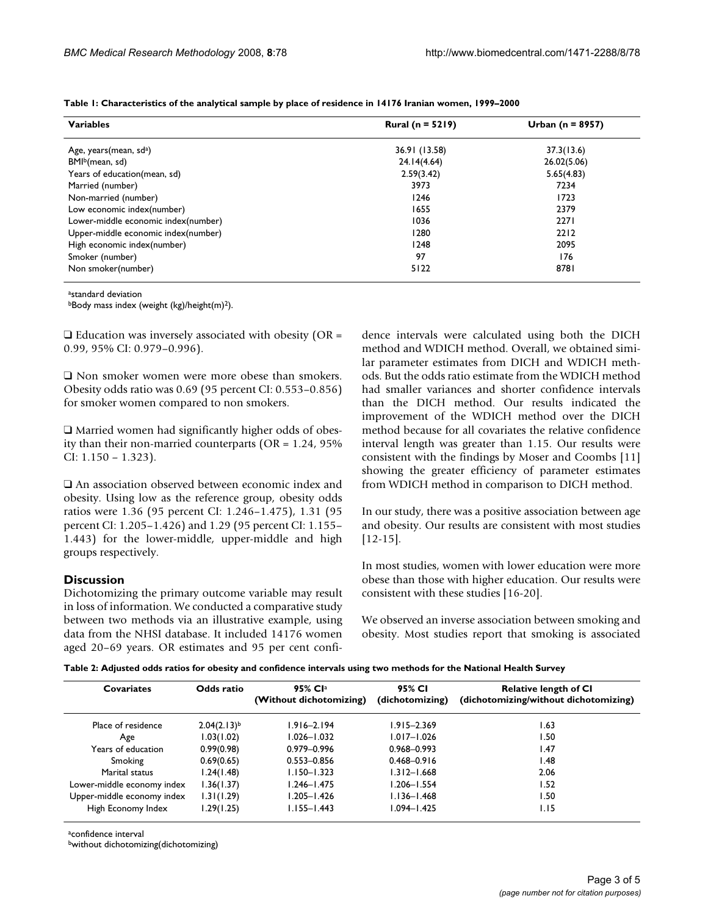**Table 1: Characteristics of the analytical sample by place of residence in 14176 Iranian women, 1999–2000**

| Variables | Rural (n = 5219) | Urban (n = 8957) |
| --- | --- | --- |
| Age, years(mean, sd[a]) | 36.91 (13.58) | 37.3(13.6) |
| BMI[b](mean, sd) | 24.14(4.64) | 26.02(5.06) |
| Years of education(mean, sd) | 2.59(3.42) | 5.65(4.83) |
| Married (number) | 3973 | 7234 |
| Non-married (number) | 1246 | 1723 |
| Low economic index(number) | 1655 | 2379 |
| Lower-middle economic index(number) | 1036 | 2271 |
| Upper-middle economic index(number) | 1280 | 2212 |
| High economic index(number) | 1248 | 2095 |
| Smoker (number) | 97 | 176 |
| Non smoker(number) | 5122 | 8781 |

[a]standard deviation
[b]Body mass index (weight (kg)/height(m)$^2$).

❑ Education was inversely associated with obesity (OR = 0.99, 95% CI: 0.979–0.996).

❑ Non smoker women were more obese than smokers. Obesity odds ratio was 0.69 (95 percent CI: 0.553–0.856) for smoker women compared to non smokers.

❑ Married women had significantly higher odds of obesity than their non-married counterparts (OR = 1.24, 95% CI: 1.150 – 1.323).

❑ An association observed between economic index and obesity. Using low as the reference group, obesity odds ratios were 1.36 (95 percent CI: 1.246–1.475), 1.31 (95 percent CI: 1.205–1.426) and 1.29 (95 percent CI: 1.155–1.443) for the lower-middle, upper-middle and high groups respectively.

## Discussion

Dichotomizing the primary outcome variable may result in loss of information. We conducted a comparative study between two methods via an illustrative example, using data from the NHSI database. It included 14176 women aged 20–69 years. OR estimates and 95 per cent confidence intervals were calculated using both the DICH method and WDICH method. Overall, we obtained similar parameter estimates from DICH and WDICH methods. But the odds ratio estimate from the WDICH method had smaller variances and shorter confidence intervals than the DICH method. Our results indicated the improvement of the WDICH method over the DICH method because for all covariates the relative confidence interval length was greater than 1.15. Our results were consistent with the findings by Moser and Coombs [11] showing the greater efficiency of parameter estimates from WDICH method in comparison to DICH method.

In our study, there was a positive association between age and obesity. Our results are consistent with most studies [12-15].

In most studies, women with lower education were more obese than those with higher education. Our results were consistent with these studies [16-20].

We observed an inverse association between smoking and obesity. Most studies report that smoking is associated

**Table 2: Adjusted odds ratios for obesity and confidence intervals using two methods for the National Health Survey**

| Covariates | Odds ratio | 95% CI[a] (Without dichotomizing) | 95% CI (dichotomizing) | Relative length of CI (dichotomizing/without dichotomizing) |
| --- | --- | --- | --- | --- |
| Place of residence | 2.04(2.13)[b] | 1.916–2.194 | 1.915–2.369 | 1.63 |
| Age | 1.03(1.02) | 1.026–1.032 | 1.017–1.026 | 1.50 |
| Years of education | 0.99(0.98) | 0.979–0.996 | 0.968–0.993 | 1.47 |
| Smoking | 0.69(0.65) | 0.553–0.856 | 0.468–0.916 | 1.48 |
| Marital status | 1.24(1.48) | 1.150–1.323 | 1.312–1.668 | 2.06 |
| Lower-middle economy index | 1.36(1.37) | 1.246–1.475 | 1.206–1.554 | 1.52 |
| Upper-middle economy index | 1.31(1.29) | 1.205–1.426 | 1.136–1.468 | 1.50 |
| High Economy Index | 1.29(1.25) | 1.155–1.443 | 1.094–1.425 | 1.15 |

[a]confidence interval
[b]without dichotomizing(dichotomizing)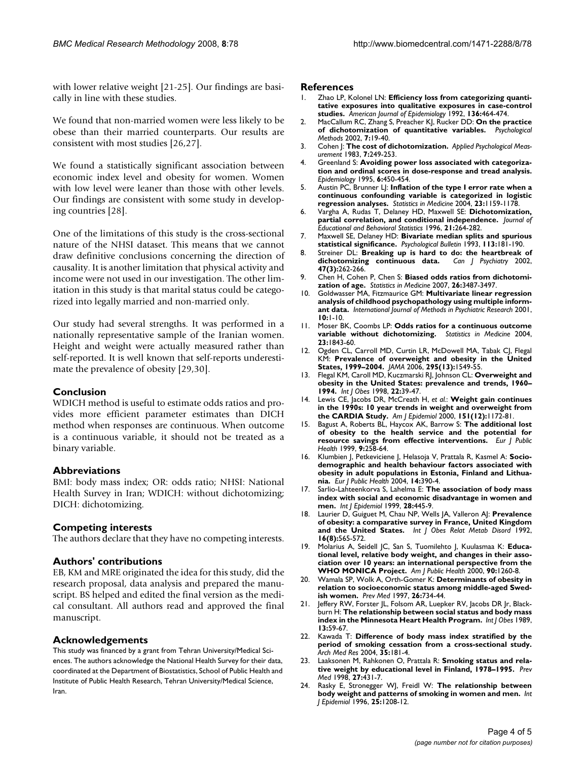with lower relative weight [21-25]. Our findings are basically in line with these studies.

We found that non-married women were less likely to be obese than their married counterparts. Our results are consistent with most studies [26,27].

We found a statistically significant association between economic index level and obesity for women. Women with low level were leaner than those with other levels. Our findings are consistent with some study in developing countries [28].

One of the limitations of this study is the cross-sectional nature of the NHSI dataset. This means that we cannot draw definitive conclusions concerning the direction of causality. It is another limitation that physical activity and income were not used in our investigation. The other limitation in this study is that marital status could be categorized into legally married and non-married only.

Our study had several strengths. It was performed in a nationally representative sample of the Iranian women. Height and weight were actually measured rather than self-reported. It is well known that self-reports underestimate the prevalence of obesity [29,30].

## Conclusion

WDICH method is useful to estimate odds ratios and provides more efficient parameter estimates than DICH method when responses are continuous. When outcome is a continuous variable, it should not be treated as a binary variable.

## Abbreviations

BMI: body mass index; OR: odds ratio; NHSI: National Health Survey in Iran; WDICH: without dichotomizing; DICH: dichotomizing.

## Competing interests

The authors declare that they have no competing interests.

## Authors' contributions

EB, KM and MRE originated the idea for this study, did the research proposal, data analysis and prepared the manuscript. BS helped and edited the final version as the medical consultant. All authors read and approved the final manuscript.

## Acknowledgements

This study was financed by a grant from Tehran University/Medical Sciences. The authors acknowledge the National Health Survey for their data, coordinated at the Department of Biostatistics, School of Public Health and Institute of Public Health Research, Tehran University/Medical Science, Iran.

## References

1. Zhao LP, Kolonel LN: **Efficiency loss from categorizing quantitative exposures into qualitative exposures in case-control studies.** *American Journal of Epidemiology* 1992, **136:**464-474.
2. MacCallum RC, Zhang S, Preacher KJ, Rucker DD: **On the practice of dichotomization of quantitative variables.** *Psychological Methods* 2002, **7:**19-40.
3. Cohen J: **The cost of dichotomization.** *Applied Psychological Measurement* 1983, **7:**249-253.
4. Greenland S: **Avoiding power loss associated with categorization and ordinal scores in dose-response and tread analysis.** *Epidemiology* 1995, **6:**450-454.
5. Austin PC, Brunner LJ: **Inflation of the type I error rate when a continuous confounding variable is categorized in logistic regression analyses.** *Statistics in Medicine* 2004, **23:**1159-1178.
6. Vargha A, Rudas T, Delaney HD, Maxwell SE: **Dichotomization, partial correlation, and conditional independence.** *Journal of Educational and Behavioral Statistics* 1996, **21:**264-282.
7. Maxwell SE, Delaney HD: **Bivariate median splits and spurious statistical significance.** *Psychological Bulletin* 1993, **113:**181-190.
8. Streiner DL: **Breaking up is hard to do: the heartbreak of dichotomizing continuous data.** *Can J Psychiatry* 2002, **47(3):**262-266.
9. Chen H, Cohen P, Chen S: **Biased odds ratios from dichotomization of age.** *Statistics in Medicine* 2007, **26:**3487-3497.
10. Goldwasser MA, Fitzmaurice GM: **Multivariate linear regression analysis of childhood psychopathology using multiple informant data.** *International Journal of Methods in Psychiatric Research* 2001, **10:**1-10.
11. Moser BK, Coombs LP: **Odds ratios for a continuous outcome variable without dichotomizing.** *Statistics in Medicine* 2004, **23:**1843-60.
12. Ogden CL, Carroll MD, Curtin LR, McDowell MA, Tabak CJ, Flegal KM: **Prevalence of overweight and obesity in the United States, 1999–2004.** *JAMA* 2006, **295(13):**1549-55.
13. Flegal KM, Caroll MD, Kuczmarski RJ, Johnson CL: **Overweight and obesity in the United States: prevalence and trends, 1960–1994.** *Int J Obes* 1998, **22:**39-47.
14. Lewis CE, Jacobs DR, McCreath H, *et al.*: **Weight gain continues in the 1990s: 10 year trends in weight and overweight from the CARDIA Study.** *Am J Epidemiol* 2000, **151(12):**1172-81.
15. Bagust A, Roberts BL, Haycox AK, Barrow S: **The additional lost of obesity to the health service and the potential for resource savings from effective interventions.** *Eur J Public Health* 1999, **9:**258-64.
16. Klumbiene J, Petkeviciene J, Helasoja V, Prattala R, Kasmel A: **Sociodemographic and health behaviour factors associated with obesity in adult populations in Estonia, Finland and Lithuania.** *Eur J Public Health* 2004, **14:**390-4.
17. Sarlio-Lahteenkorva S, Lahelma E: **The association of body mass index with social and economic disadvantage in women and men.** *Int J Epidemiol* 1999, **28:**445-9.
18. Laurier D, Guiguet M, Chau NP, Wells JA, Valleron AJ: **Prevalence of obesity: a comparative survey in France, United Kingdom and the United States.** *Int J Obes Relat Metab Disord* 1992, **16(8):**565-572.
19. Molarius A, Seidell JC, San S, Tuomilehto J, Kuulasmaa K: **Educational level, relative body weight, and changes in their association over 10 years: an international perspective from the WHO MONICA Project.** *Am J Public Health* 2000, **90:**1260-8.
20. Wamala SP, Wolk A, Orth-Gomer K: **Determinants of obesity in relation to socioeconomic status among middle-aged Swedish women.** *Prev Med* 1997, **26:**734-44.
21. Jeffery RW, Forster JL, Folsom AR, Luepker RV, Jacobs DR Jr, Blackburn H: **The relationship between social status and body mass index in the Minnesota Heart Health Program.** *Int J Obes* 1989, **13:**59-67.
22. Kawada T: **Difference of body mass index stratified by the period of smoking cessation from a cross-sectional study.** *Arch Med Res* 2004, **35:**181-4.
23. Laaksonen M, Rahkonen O, Prattala R: **Smoking status and relative weight by educational level in Finland, 1978–1995.** *Prev Med* 1998, **27:**431-7.
24. Rasky E, Stronegger WJ, Freidl W: **The relationship between body weight and patterns of smoking in women and men.** *Int J Epidemiol* 1996, **25:**1208-12.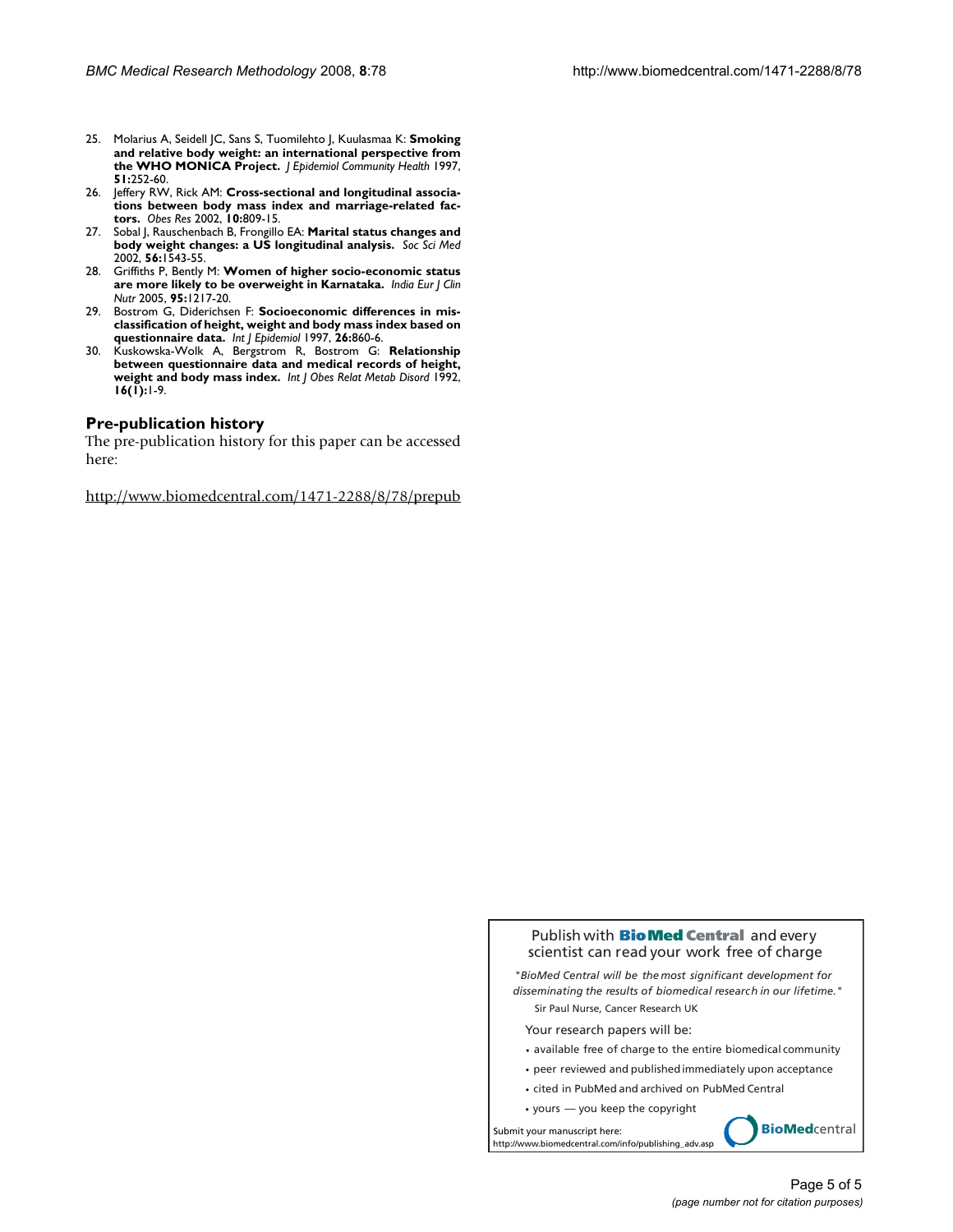25. Molarius A, Seidell JC, Sans S, Tuomilehto J, Kuulasmaa K: **Smoking and relative body weight: an international perspective from the WHO MONICA Project.** *J Epidemiol Community Health* 1997, **51:**252-60.
26. Jeffery RW, Rick AM: **Cross-sectional and longitudinal associations between body mass index and marriage-related factors.** *Obes Res* 2002, **10:**809-15.
27. Sobal J, Rauschenbach B, Frongillo EA: **Marital status changes and body weight changes: a US longitudinal analysis.** *Soc Sci Med* 2002, **56:**1543-55.
28. Griffiths P, Bently M: **Women of higher socio-economic status are more likely to be overweight in Karnataka.** *India Eur J Clin Nutr* 2005, **95:**1217-20.
29. Bostrom G, Diderichsen F: **Socioeconomic differences in misclassification of height, weight and body mass index based on questionnaire data.** *Int J Epidemiol* 1997, **26:**860-6.
30. Kuskowska-Wolk A, Bergstrom R, Bostrom G: **Relationship between questionnaire data and medical records of height, weight and body mass index.** *Int J Obes Relat Metab Disord* 1992, **16(1):**1-9.

## Pre-publication history

The pre-publication history for this paper can be accessed here:

http://www.biomedcentral.com/1471-2288/8/78/prepub

Publish with **BioMed Central** and every scientist can read your work free of charge

*"BioMed Central will be the most significant development for disseminating the results of biomedical research in our lifetime."*

Sir Paul Nurse, Cancer Research UK

Your research papers will be:

- available free of charge to the entire biomedical community
- peer reviewed and published immediately upon acceptance
- cited in PubMed and archived on PubMed Central
- yours — you keep the copyright

Submit your manuscript here:
http://www.biomedcentral.com/info/publishing_adv.asp

**BioMed**central